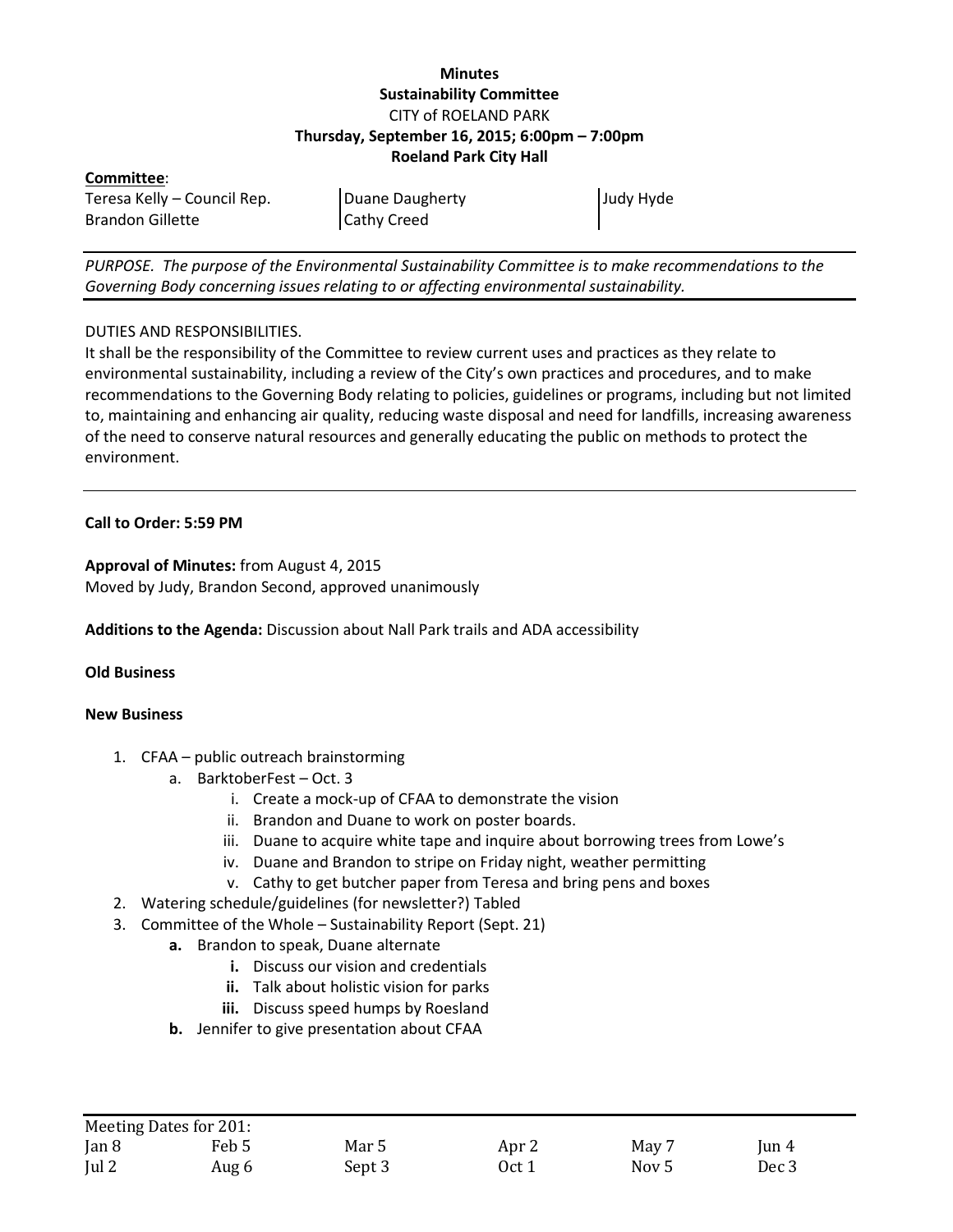**Minutes**
**Sustainability Committee**
CITY of ROELAND PARK
**Thursday, September 16, 2015; 6:00pm – 7:00pm**
**Roeland Park City Hall**

**Committee**:

| | | |
|---|---|---|
| Teresa Kelly – Council Rep. | Duane Daugherty | Judy Hyde |
| Brandon Gillette | Cathy Creed | |

*PURPOSE. The purpose of the Environmental Sustainability Committee is to make recommendations to the Governing Body concerning issues relating to or affecting environmental sustainability.*

DUTIES AND RESPONSIBILITIES.
It shall be the responsibility of the Committee to review current uses and practices as they relate to environmental sustainability, including a review of the City's own practices and procedures, and to make recommendations to the Governing Body relating to policies, guidelines or programs, including but not limited to, maintaining and enhancing air quality, reducing waste disposal and need for landfills, increasing awareness of the need to conserve natural resources and generally educating the public on methods to protect the environment.

**Call to Order: 5:59 PM**

**Approval of Minutes:** from August 4, 2015
Moved by Judy, Brandon Second, approved unanimously

**Additions to the Agenda:** Discussion about Nall Park trails and ADA accessibility

**Old Business**

**New Business**

1. CFAA – public outreach brainstorming
    a. BarktoberFest – Oct. 3
        i. Create a mock-up of CFAA to demonstrate the vision
        ii. Brandon and Duane to work on poster boards.
        iii. Duane to acquire white tape and inquire about borrowing trees from Lowe's
        iv. Duane and Brandon to stripe on Friday night, weather permitting
        v. Cathy to get butcher paper from Teresa and bring pens and boxes
2. Watering schedule/guidelines (for newsletter?) Tabled
3. Committee of the Whole – Sustainability Report (Sept. 21)
    **a.** Brandon to speak, Duane alternate
        **i.** Discuss our vision and credentials
        **ii.** Talk about holistic vision for parks
        **iii.** Discuss speed humps by Roesland
    **b.** Jennifer to give presentation about CFAA

| Meeting Dates for 201: | | | | | |
|---|---|---|---|---|---|
| Jan 8 | Feb 5 | Mar 5 | Apr 2 | May 7 | Jun 4 |
| Jul 2 | Aug 6 | Sept 3 | Oct 1 | Nov 5 | Dec 3 |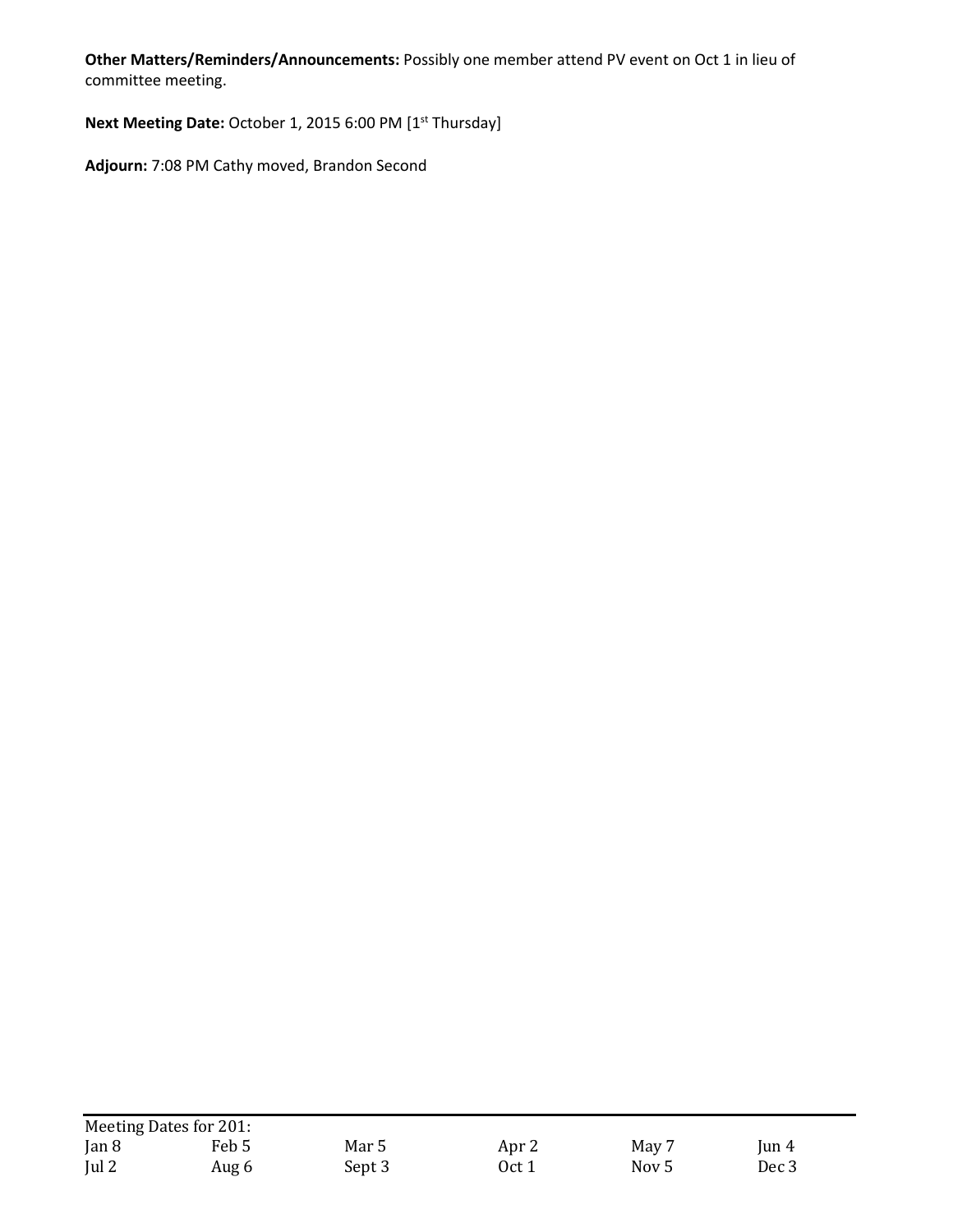**Other Matters/Reminders/Announcements:** Possibly one member attend PV event on Oct 1 in lieu of committee meeting.

**Next Meeting Date:** October 1, 2015 6:00 PM [1st Thursday]

**Adjourn:** 7:08 PM Cathy moved, Brandon Second

Meeting Dates for 201:

| | | | | | |
|---|---|---|---|---|---|
| Jan 8 | Feb 5 | Mar 5 | Apr 2 | May 7 | Jun 4 |
| Jul 2 | Aug 6 | Sept 3 | Oct 1 | Nov 5 | Dec 3 |